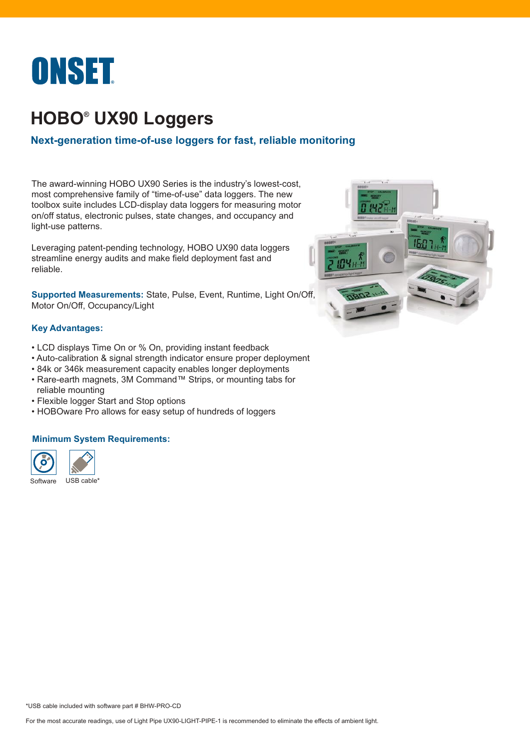# ONSET

## HOBO® UX90 Loggers

### Next-generation time-of-use loggers for fast, reliable monitoring

The award-winning HOBO UX90 Series is the industry's lowest-cost, most comprehensive family of "time-of-use" data loggers. The new toolbox suite includes LCD-display data loggers for measuring motor on/off status, electronic pulses, state changes, and occupancy and light-use patterns.

Leveraging patent-pending technology, HOBO UX90 data loggers streamline energy audits and make field deployment fast and reliable.

**Supported Measurements:** State, Pulse, Event, Runtime, Light On/Off, Motor On/Off, Occupancy/Light

**Key Advantages:**

- LCD displays Time On or % On, providing instant feedback
- Auto-calibration & signal strength indicator ensure proper deployment
- 84k or 346k measurement capacity enables longer deployments
- Rare-earth magnets, 3M Command™ Strips, or mounting tabs for reliable mounting
- Flexible logger Start and Stop options
- HOBOware Pro allows for easy setup of hundreds of loggers

**Minimum System Requirements:**

Software

USB cable*

*USB cable included with software part # BHW-PRO-CD

For the most accurate readings, use of Light Pipe UX90-LIGHT-PIPE-1 is recommended to eliminate the effects of ambient light.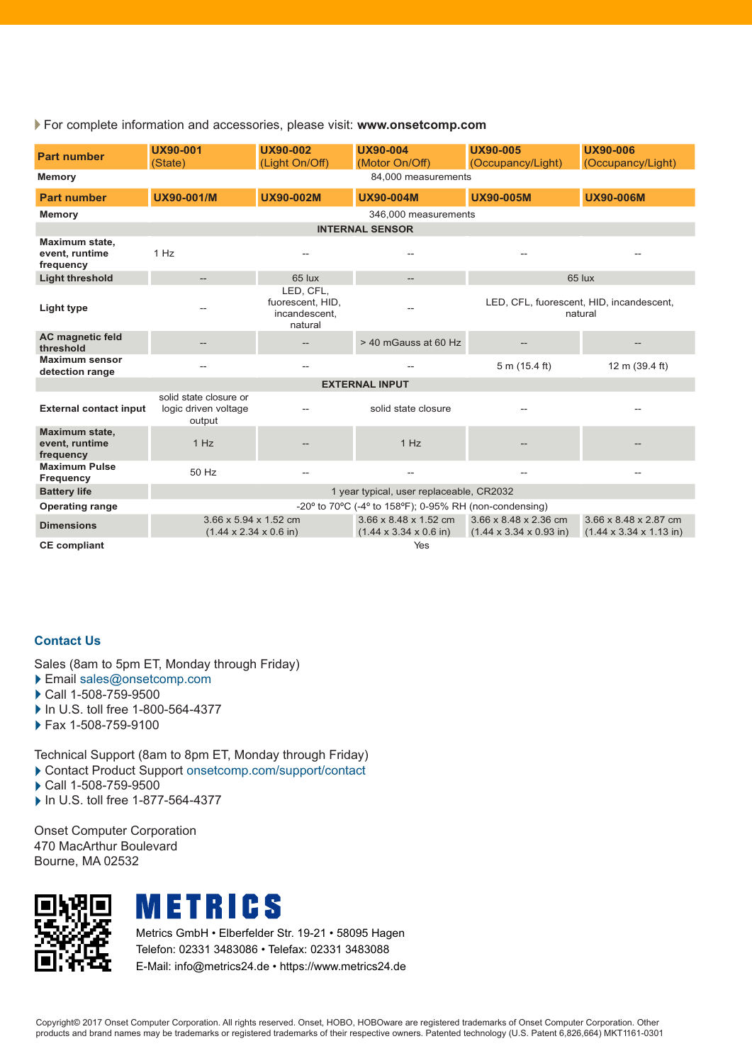▸ For complete information and accessories, please visit: **www.onsetcomp.com**

| Part number | UX90-001 (State) | UX90-002 (Light On/Off) | UX90-004 (Motor On/Off) | UX90-005 (Occupancy/Light) | UX90-006 (Occupancy/Light) |
|---|---|---|---|---|---|
| Memory | 84,000 measurements | | | | |
| **Part number** | **UX90-001/M** | **UX90-002M** | **UX90-004M** | **UX90-005M** | **UX90-006M** |
| Memory | 346,000 measurements | | | | |
| **INTERNAL SENSOR** | | | | | |
| Maximum state, event, runtime frequency | 1 Hz | -- | -- | -- | -- |
| Light threshold | -- | 65 lux | -- | 65 lux | |
| Light type | -- | LED, CFL, fuorescent, HID, incandescent, natural | -- | LED, CFL, fuorescent, HID, incandescent, natural | |
| AC magnetic feld threshold | -- | -- | > 40 mGauss at 60 Hz | -- | -- |
| Maximum sensor detection range | -- | -- | -- | 5 m (15.4 ft) | 12 m (39.4 ft) |
| **EXTERNAL INPUT** | | | | | |
| External contact input | solid state closure or logic driven voltage output | -- | solid state closure | -- | -- |
| Maximum state, event, runtime frequency | 1 Hz | -- | 1 Hz | -- | -- |
| Maximum Pulse Frequency | 50 Hz | -- | -- | -- | -- |
| Battery life | 1 year typical, user replaceable, CR2032 | | | | |
| Operating range | -20º to 70ºC (-4º to 158ºF); 0-95% RH (non-condensing) | | | | |
| Dimensions | 3.66 x 5.94 x 1.52 cm (1.44 x 2.34 x 0.6 in) | | 3.66 x 8.48 x 1.52 cm (1.44 x 3.34 x 0.6 in) | 3.66 x 8.48 x 2.36 cm (1.44 x 3.34 x 0.93 in) | 3.66 x 8.48 x 2.87 cm (1.44 x 3.34 x 1.13 in) |
| CE compliant | Yes | | | | |

## Contact Us

Sales (8am to 5pm ET, Monday through Friday)
- Email sales@onsetcomp.com
- Call 1-508-759-9500
- In U.S. toll free 1-800-564-4377
- Fax 1-508-759-9100

Technical Support (8am to 8pm ET, Monday through Friday)
- Contact Product Support onsetcomp.com/support/contact
- Call 1-508-759-9500
- In U.S. toll free 1-877-564-4377

Onset Computer Corporation
470 MacArthur Boulevard
Bourne, MA 02532

**METRICS**

Metrics GmbH • Elberfelder Str. 19-21 • 58095 Hagen
Telefon: 02331 3483086 • Telefax: 02331 3483088
E-Mail: info@metrics24.de • https://www.metrics24.de

Copyright© 2017 Onset Computer Corporation. All rights reserved. Onset, HOBO, HOBOware are registered trademarks of Onset Computer Corporation. Other products and brand names may be trademarks or registered trademarks of their respective owners. Patented technology (U.S. Patent 6,826,664) MKT1161-0301